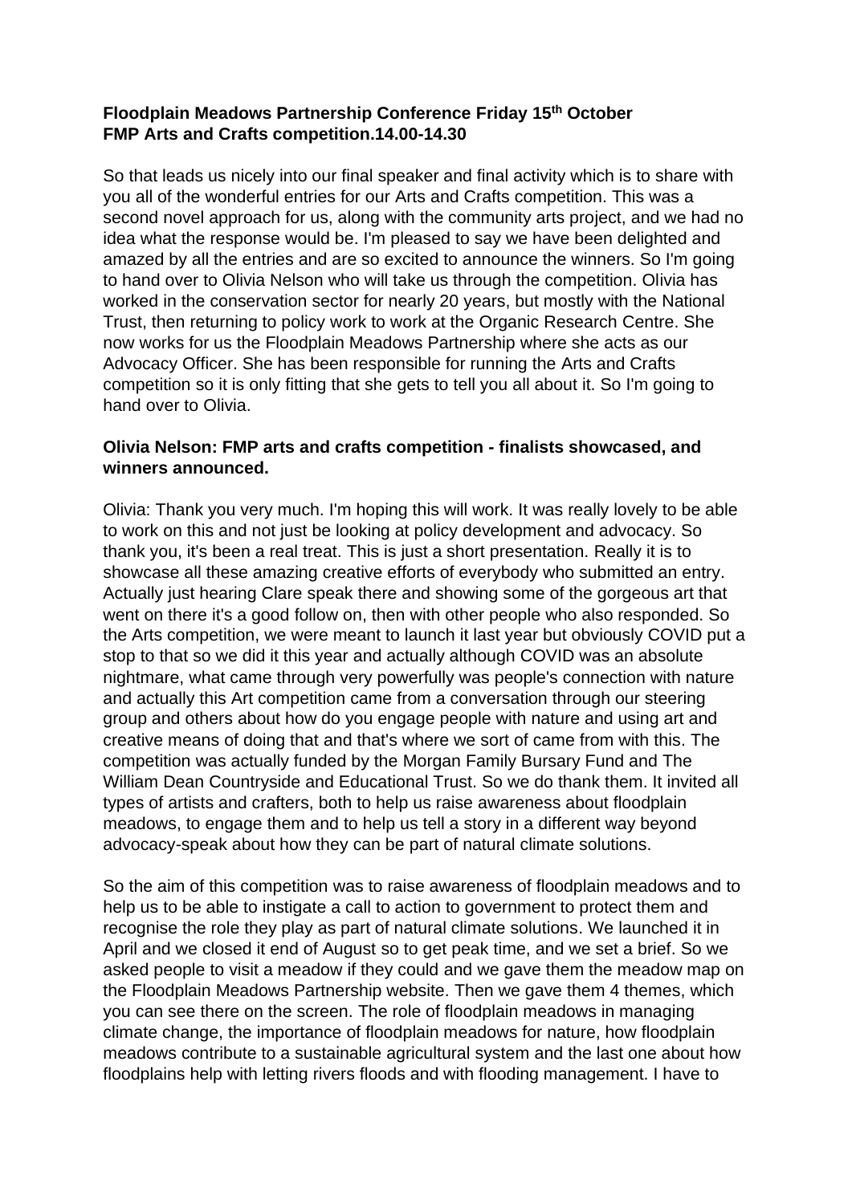**Floodplain Meadows Partnership Conference Friday 15th October**
**FMP Arts and Crafts competition.14.00-14.30**

So that leads us nicely into our final speaker and final activity which is to share with you all of the wonderful entries for our Arts and Crafts competition. This was a second novel approach for us, along with the community arts project, and we had no idea what the response would be. I'm pleased to say we have been delighted and amazed by all the entries and are so excited to announce the winners. So I'm going to hand over to Olivia Nelson who will take us through the competition. Olivia has worked in the conservation sector for nearly 20 years, but mostly with the National Trust, then returning to policy work to work at the Organic Research Centre. She now works for us the Floodplain Meadows Partnership where she acts as our Advocacy Officer. She has been responsible for running the Arts and Crafts competition so it is only fitting that she gets to tell you all about it. So I'm going to hand over to Olivia.

**Olivia Nelson: FMP arts and crafts competition - finalists showcased, and winners announced.**

Olivia: Thank you very much. I'm hoping this will work. It was really lovely to be able to work on this and not just be looking at policy development and advocacy. So thank you, it's been a real treat. This is just a short presentation. Really it is to showcase all these amazing creative efforts of everybody who submitted an entry. Actually just hearing Clare speak there and showing some of the gorgeous art that went on there it's a good follow on, then with other people who also responded. So the Arts competition, we were meant to launch it last year but obviously COVID put a stop to that so we did it this year and actually although COVID was an absolute nightmare, what came through very powerfully was people's connection with nature and actually this Art competition came from a conversation through our steering group and others about how do you engage people with nature and using art and creative means of doing that and that's where we sort of came from with this. The competition was actually funded by the Morgan Family Bursary Fund and The William Dean Countryside and Educational Trust. So we do thank them. It invited all types of artists and crafters, both to help us raise awareness about floodplain meadows, to engage them and to help us tell a story in a different way beyond advocacy-speak about how they can be part of natural climate solutions.

So the aim of this competition was to raise awareness of floodplain meadows and to help us to be able to instigate a call to action to government to protect them and recognise the role they play as part of natural climate solutions. We launched it in April and we closed it end of August so to get peak time, and we set a brief. So we asked people to visit a meadow if they could and we gave them the meadow map on the Floodplain Meadows Partnership website. Then we gave them 4 themes, which you can see there on the screen. The role of floodplain meadows in managing climate change, the importance of floodplain meadows for nature, how floodplain meadows contribute to a sustainable agricultural system and the last one about how floodplains help with letting rivers floods and with flooding management. I have to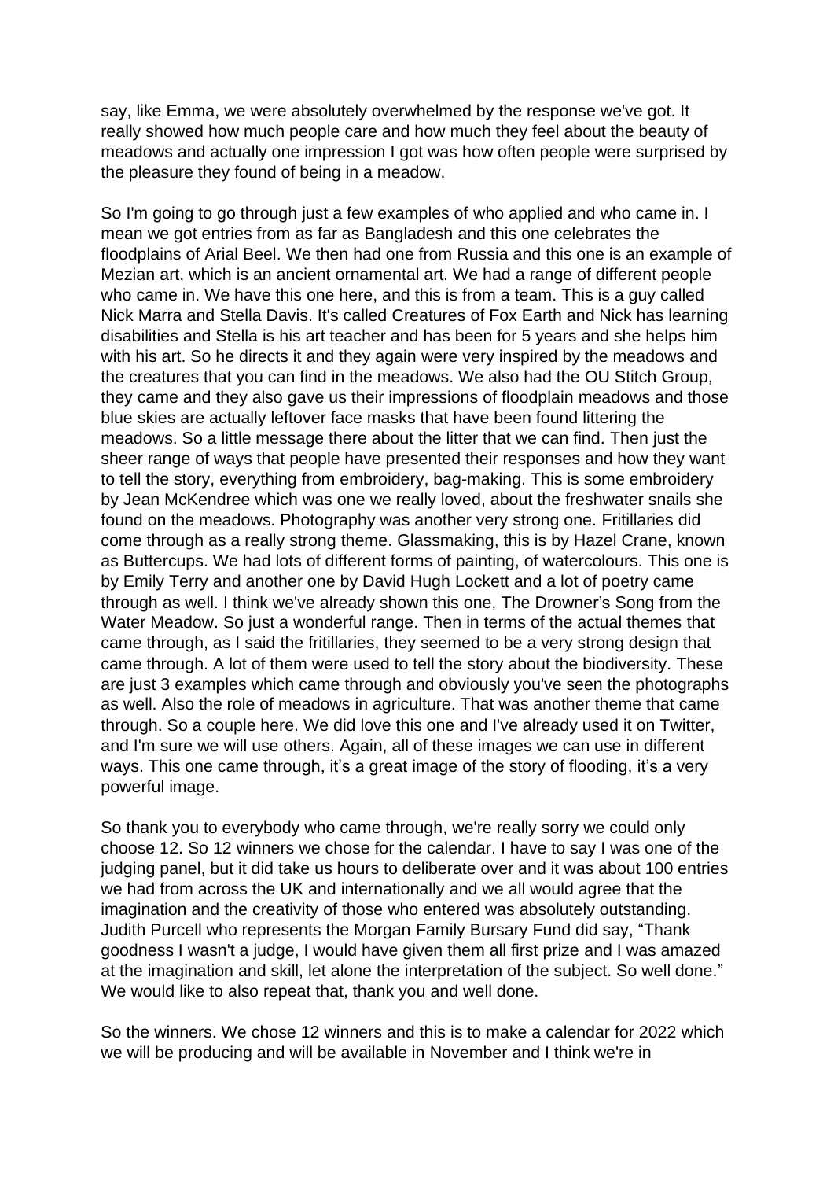say, like Emma, we were absolutely overwhelmed by the response we've got. It really showed how much people care and how much they feel about the beauty of meadows and actually one impression I got was how often people were surprised by the pleasure they found of being in a meadow.

So I'm going to go through just a few examples of who applied and who came in. I mean we got entries from as far as Bangladesh and this one celebrates the floodplains of Arial Beel. We then had one from Russia and this one is an example of Mezian art, which is an ancient ornamental art. We had a range of different people who came in. We have this one here, and this is from a team. This is a guy called Nick Marra and Stella Davis. It's called Creatures of Fox Earth and Nick has learning disabilities and Stella is his art teacher and has been for 5 years and she helps him with his art. So he directs it and they again were very inspired by the meadows and the creatures that you can find in the meadows. We also had the OU Stitch Group, they came and they also gave us their impressions of floodplain meadows and those blue skies are actually leftover face masks that have been found littering the meadows. So a little message there about the litter that we can find. Then just the sheer range of ways that people have presented their responses and how they want to tell the story, everything from embroidery, bag-making. This is some embroidery by Jean McKendree which was one we really loved, about the freshwater snails she found on the meadows. Photography was another very strong one. Fritillaries did come through as a really strong theme. Glassmaking, this is by Hazel Crane, known as Buttercups. We had lots of different forms of painting, of watercolours. This one is by Emily Terry and another one by David Hugh Lockett and a lot of poetry came through as well. I think we've already shown this one, The Drowner's Song from the Water Meadow. So just a wonderful range. Then in terms of the actual themes that came through, as I said the fritillaries, they seemed to be a very strong design that came through. A lot of them were used to tell the story about the biodiversity. These are just 3 examples which came through and obviously you've seen the photographs as well. Also the role of meadows in agriculture. That was another theme that came through. So a couple here. We did love this one and I've already used it on Twitter, and I'm sure we will use others. Again, all of these images we can use in different ways. This one came through, it's a great image of the story of flooding, it's a very powerful image.

So thank you to everybody who came through, we're really sorry we could only choose 12. So 12 winners we chose for the calendar. I have to say I was one of the judging panel, but it did take us hours to deliberate over and it was about 100 entries we had from across the UK and internationally and we all would agree that the imagination and the creativity of those who entered was absolutely outstanding. Judith Purcell who represents the Morgan Family Bursary Fund did say, "Thank goodness I wasn't a judge, I would have given them all first prize and I was amazed at the imagination and skill, let alone the interpretation of the subject. So well done." We would like to also repeat that, thank you and well done.

So the winners. We chose 12 winners and this is to make a calendar for 2022 which we will be producing and will be available in November and I think we're in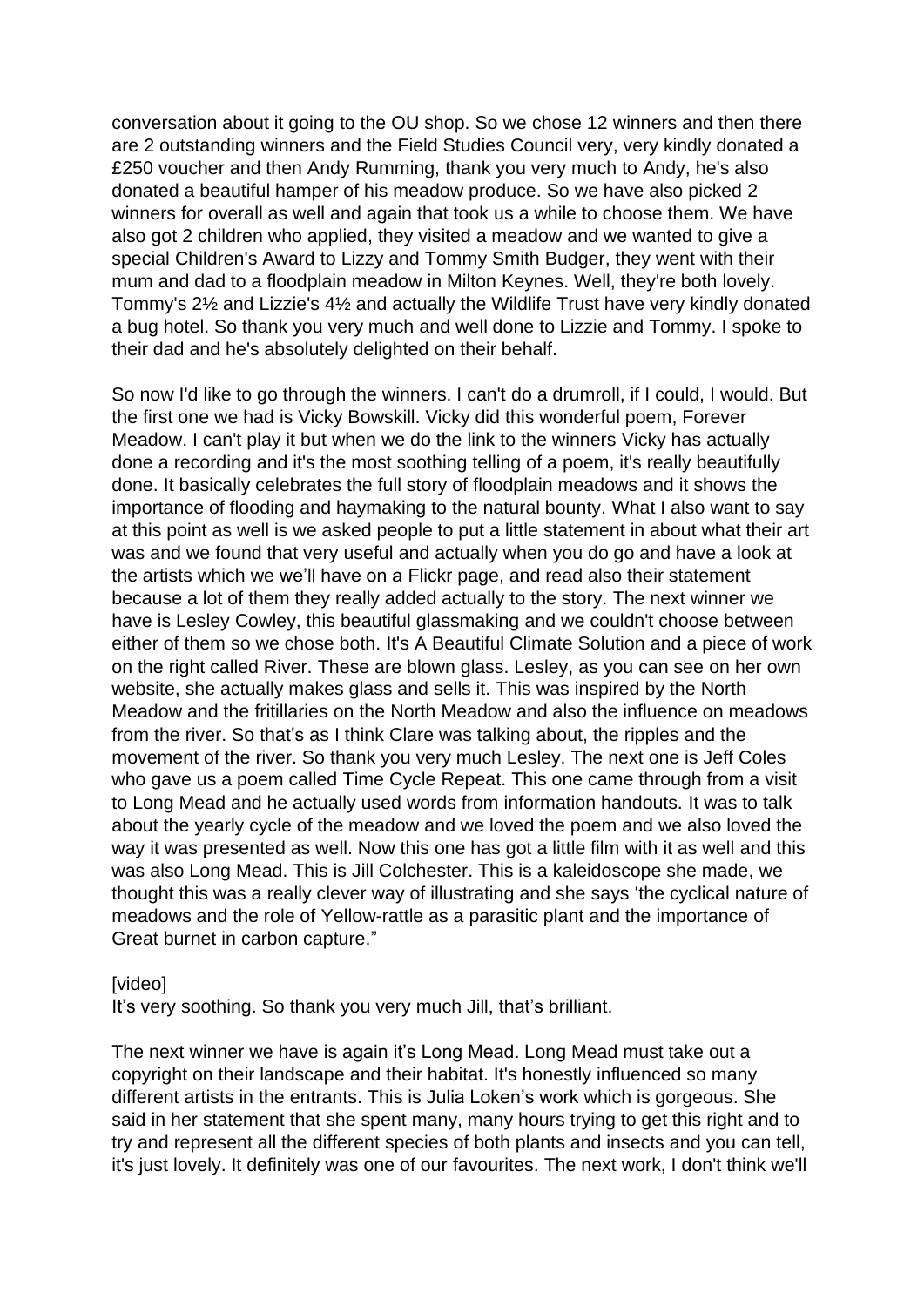conversation about it going to the OU shop. So we chose 12 winners and then there are 2 outstanding winners and the Field Studies Council very, very kindly donated a £250 voucher and then Andy Rumming, thank you very much to Andy, he's also donated a beautiful hamper of his meadow produce. So we have also picked 2 winners for overall as well and again that took us a while to choose them. We have also got 2 children who applied, they visited a meadow and we wanted to give a special Children's Award to Lizzy and Tommy Smith Budger, they went with their mum and dad to a floodplain meadow in Milton Keynes. Well, they're both lovely. Tommy's 2½ and Lizzie's 4½ and actually the Wildlife Trust have very kindly donated a bug hotel. So thank you very much and well done to Lizzie and Tommy. I spoke to their dad and he's absolutely delighted on their behalf.

So now I'd like to go through the winners. I can't do a drumroll, if I could, I would. But the first one we had is Vicky Bowskill. Vicky did this wonderful poem, Forever Meadow. I can't play it but when we do the link to the winners Vicky has actually done a recording and it's the most soothing telling of a poem, it's really beautifully done. It basically celebrates the full story of floodplain meadows and it shows the importance of flooding and haymaking to the natural bounty. What I also want to say at this point as well is we asked people to put a little statement in about what their art was and we found that very useful and actually when you do go and have a look at the artists which we we'll have on a Flickr page, and read also their statement because a lot of them they really added actually to the story. The next winner we have is Lesley Cowley, this beautiful glassmaking and we couldn't choose between either of them so we chose both. It's A Beautiful Climate Solution and a piece of work on the right called River. These are blown glass. Lesley, as you can see on her own website, she actually makes glass and sells it. This was inspired by the North Meadow and the fritillaries on the North Meadow and also the influence on meadows from the river. So that's as I think Clare was talking about, the ripples and the movement of the river. So thank you very much Lesley. The next one is Jeff Coles who gave us a poem called Time Cycle Repeat. This one came through from a visit to Long Mead and he actually used words from information handouts. It was to talk about the yearly cycle of the meadow and we loved the poem and we also loved the way it was presented as well. Now this one has got a little film with it as well and this was also Long Mead. This is Jill Colchester. This is a kaleidoscope she made, we thought this was a really clever way of illustrating and she says 'the cyclical nature of meadows and the role of Yellow-rattle as a parasitic plant and the importance of Great burnet in carbon capture."

[video]
It's very soothing. So thank you very much Jill, that's brilliant.

The next winner we have is again it's Long Mead. Long Mead must take out a copyright on their landscape and their habitat. It's honestly influenced so many different artists in the entrants. This is Julia Loken's work which is gorgeous. She said in her statement that she spent many, many hours trying to get this right and to try and represent all the different species of both plants and insects and you can tell, it's just lovely. It definitely was one of our favourites. The next work, I don't think we'll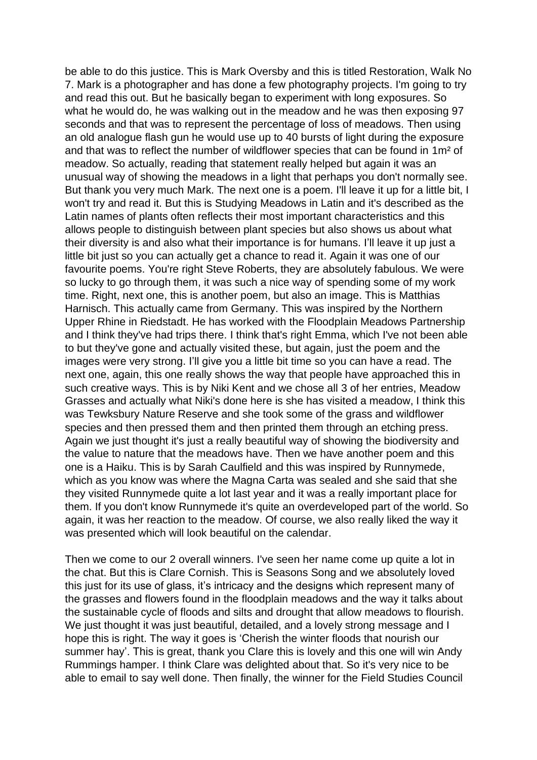be able to do this justice. This is Mark Oversby and this is titled Restoration, Walk No 7. Mark is a photographer and has done a few photography projects. I'm going to try and read this out. But he basically began to experiment with long exposures. So what he would do, he was walking out in the meadow and he was then exposing 97 seconds and that was to represent the percentage of loss of meadows. Then using an old analogue flash gun he would use up to 40 bursts of light during the exposure and that was to reflect the number of wildflower species that can be found in 1m² of meadow. So actually, reading that statement really helped but again it was an unusual way of showing the meadows in a light that perhaps you don't normally see. But thank you very much Mark. The next one is a poem. I'll leave it up for a little bit, I won't try and read it. But this is Studying Meadows in Latin and it's described as the Latin names of plants often reflects their most important characteristics and this allows people to distinguish between plant species but also shows us about what their diversity is and also what their importance is for humans. I'll leave it up just a little bit just so you can actually get a chance to read it. Again it was one of our favourite poems. You're right Steve Roberts, they are absolutely fabulous. We were so lucky to go through them, it was such a nice way of spending some of my work time. Right, next one, this is another poem, but also an image. This is Matthias Harnisch. This actually came from Germany. This was inspired by the Northern Upper Rhine in Riedstadt. He has worked with the Floodplain Meadows Partnership and I think they've had trips there. I think that's right Emma, which I've not been able to but they've gone and actually visited these, but again, just the poem and the images were very strong. I'll give you a little bit time so you can have a read. The next one, again, this one really shows the way that people have approached this in such creative ways. This is by Niki Kent and we chose all 3 of her entries, Meadow Grasses and actually what Niki's done here is she has visited a meadow, I think this was Tewksbury Nature Reserve and she took some of the grass and wildflower species and then pressed them and then printed them through an etching press. Again we just thought it's just a really beautiful way of showing the biodiversity and the value to nature that the meadows have. Then we have another poem and this one is a Haiku. This is by Sarah Caulfield and this was inspired by Runnymede, which as you know was where the Magna Carta was sealed and she said that she they visited Runnymede quite a lot last year and it was a really important place for them. If you don't know Runnymede it's quite an overdeveloped part of the world. So again, it was her reaction to the meadow. Of course, we also really liked the way it was presented which will look beautiful on the calendar.

Then we come to our 2 overall winners. I've seen her name come up quite a lot in the chat. But this is Clare Cornish. This is Seasons Song and we absolutely loved this just for its use of glass, it's intricacy and the designs which represent many of the grasses and flowers found in the floodplain meadows and the way it talks about the sustainable cycle of floods and silts and drought that allow meadows to flourish. We just thought it was just beautiful, detailed, and a lovely strong message and I hope this is right. The way it goes is 'Cherish the winter floods that nourish our summer hay'. This is great, thank you Clare this is lovely and this one will win Andy Rummings hamper. I think Clare was delighted about that. So it's very nice to be able to email to say well done. Then finally, the winner for the Field Studies Council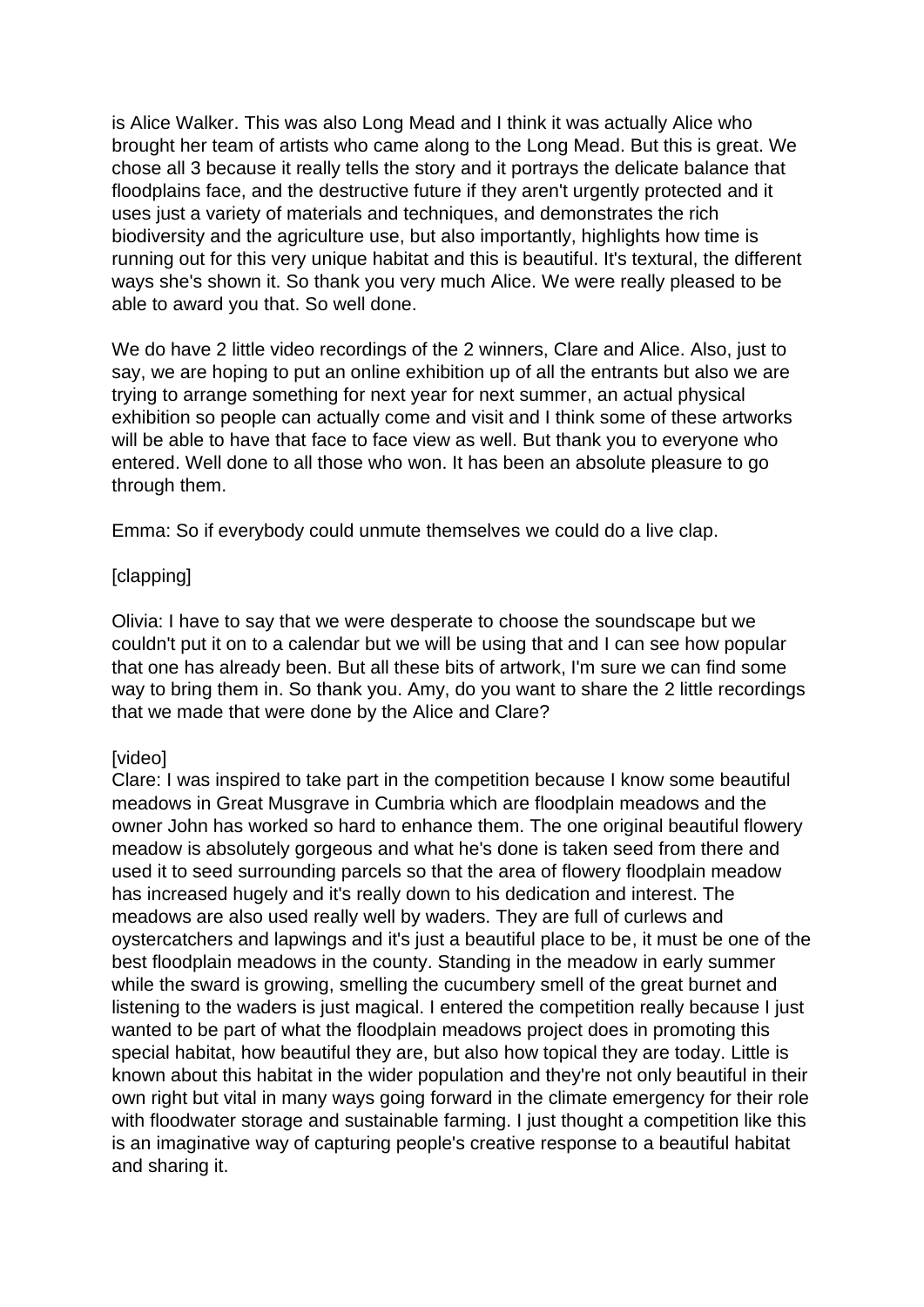is Alice Walker. This was also Long Mead and I think it was actually Alice who brought her team of artists who came along to the Long Mead. But this is great. We chose all 3 because it really tells the story and it portrays the delicate balance that floodplains face, and the destructive future if they aren't urgently protected and it uses just a variety of materials and techniques, and demonstrates the rich biodiversity and the agriculture use, but also importantly, highlights how time is running out for this very unique habitat and this is beautiful. It's textural, the different ways she's shown it. So thank you very much Alice. We were really pleased to be able to award you that. So well done.

We do have 2 little video recordings of the 2 winners, Clare and Alice. Also, just to say, we are hoping to put an online exhibition up of all the entrants but also we are trying to arrange something for next year for next summer, an actual physical exhibition so people can actually come and visit and I think some of these artworks will be able to have that face to face view as well. But thank you to everyone who entered. Well done to all those who won. It has been an absolute pleasure to go through them.

Emma: So if everybody could unmute themselves we could do a live clap.

[clapping]

Olivia: I have to say that we were desperate to choose the soundscape but we couldn't put it on to a calendar but we will be using that and I can see how popular that one has already been. But all these bits of artwork, I'm sure we can find some way to bring them in. So thank you. Amy, do you want to share the 2 little recordings that we made that were done by the Alice and Clare?

[video]
Clare: I was inspired to take part in the competition because I know some beautiful meadows in Great Musgrave in Cumbria which are floodplain meadows and the owner John has worked so hard to enhance them. The one original beautiful flowery meadow is absolutely gorgeous and what he's done is taken seed from there and used it to seed surrounding parcels so that the area of flowery floodplain meadow has increased hugely and it's really down to his dedication and interest. The meadows are also used really well by waders. They are full of curlews and oystercatchers and lapwings and it's just a beautiful place to be, it must be one of the best floodplain meadows in the county. Standing in the meadow in early summer while the sward is growing, smelling the cucumbery smell of the great burnet and listening to the waders is just magical. I entered the competition really because I just wanted to be part of what the floodplain meadows project does in promoting this special habitat, how beautiful they are, but also how topical they are today. Little is known about this habitat in the wider population and they're not only beautiful in their own right but vital in many ways going forward in the climate emergency for their role with floodwater storage and sustainable farming. I just thought a competition like this is an imaginative way of capturing people's creative response to a beautiful habitat and sharing it.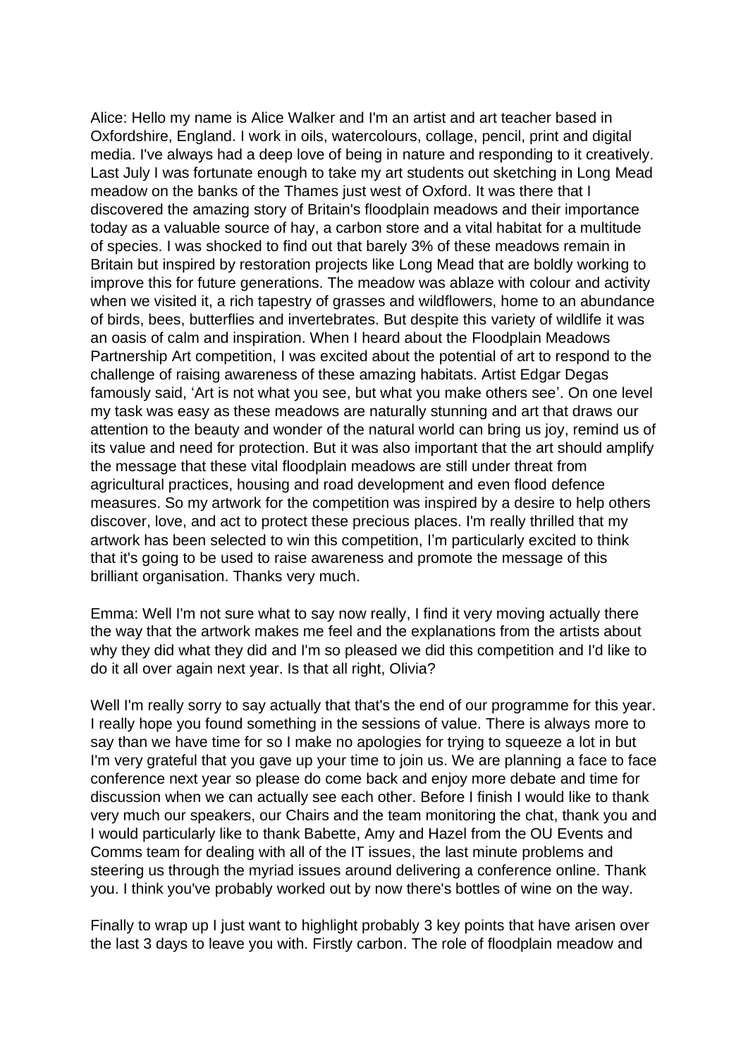Alice: Hello my name is Alice Walker and I'm an artist and art teacher based in Oxfordshire, England. I work in oils, watercolours, collage, pencil, print and digital media. I've always had a deep love of being in nature and responding to it creatively. Last July I was fortunate enough to take my art students out sketching in Long Mead meadow on the banks of the Thames just west of Oxford. It was there that I discovered the amazing story of Britain's floodplain meadows and their importance today as a valuable source of hay, a carbon store and a vital habitat for a multitude of species. I was shocked to find out that barely 3% of these meadows remain in Britain but inspired by restoration projects like Long Mead that are boldly working to improve this for future generations. The meadow was ablaze with colour and activity when we visited it, a rich tapestry of grasses and wildflowers, home to an abundance of birds, bees, butterflies and invertebrates. But despite this variety of wildlife it was an oasis of calm and inspiration. When I heard about the Floodplain Meadows Partnership Art competition, I was excited about the potential of art to respond to the challenge of raising awareness of these amazing habitats. Artist Edgar Degas famously said, 'Art is not what you see, but what you make others see'. On one level my task was easy as these meadows are naturally stunning and art that draws our attention to the beauty and wonder of the natural world can bring us joy, remind us of its value and need for protection. But it was also important that the art should amplify the message that these vital floodplain meadows are still under threat from agricultural practices, housing and road development and even flood defence measures. So my artwork for the competition was inspired by a desire to help others discover, love, and act to protect these precious places. I'm really thrilled that my artwork has been selected to win this competition, I'm particularly excited to think that it's going to be used to raise awareness and promote the message of this brilliant organisation. Thanks very much.

Emma: Well I'm not sure what to say now really, I find it very moving actually there the way that the artwork makes me feel and the explanations from the artists about why they did what they did and I'm so pleased we did this competition and I'd like to do it all over again next year. Is that all right, Olivia?

Well I'm really sorry to say actually that that's the end of our programme for this year. I really hope you found something in the sessions of value. There is always more to say than we have time for so I make no apologies for trying to squeeze a lot in but I'm very grateful that you gave up your time to join us. We are planning a face to face conference next year so please do come back and enjoy more debate and time for discussion when we can actually see each other. Before I finish I would like to thank very much our speakers, our Chairs and the team monitoring the chat, thank you and I would particularly like to thank Babette, Amy and Hazel from the OU Events and Comms team for dealing with all of the IT issues, the last minute problems and steering us through the myriad issues around delivering a conference online. Thank you. I think you've probably worked out by now there's bottles of wine on the way.

Finally to wrap up I just want to highlight probably 3 key points that have arisen over the last 3 days to leave you with. Firstly carbon. The role of floodplain meadow and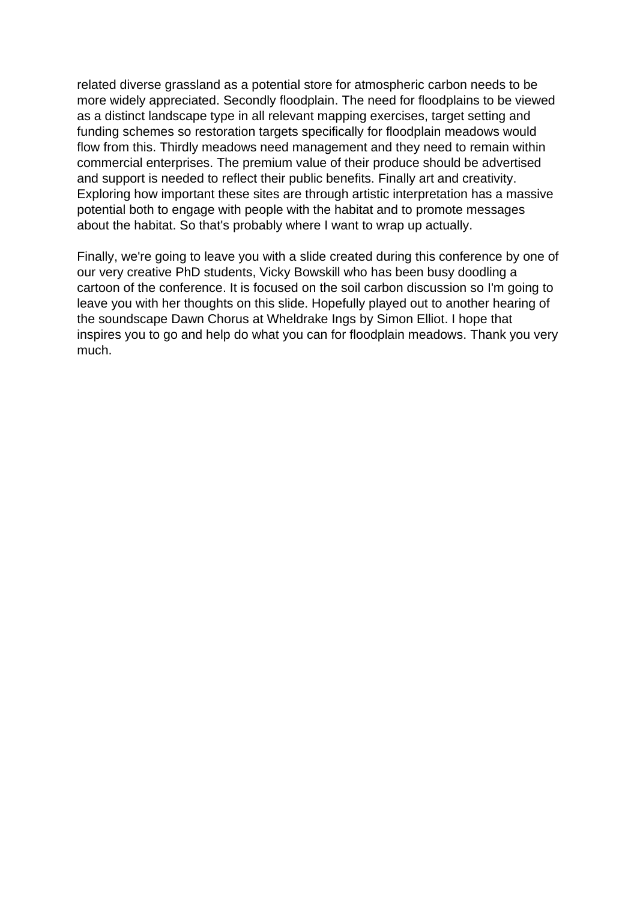related diverse grassland as a potential store for atmospheric carbon needs to be more widely appreciated. Secondly floodplain. The need for floodplains to be viewed as a distinct landscape type in all relevant mapping exercises, target setting and funding schemes so restoration targets specifically for floodplain meadows would flow from this. Thirdly meadows need management and they need to remain within commercial enterprises. The premium value of their produce should be advertised and support is needed to reflect their public benefits. Finally art and creativity. Exploring how important these sites are through artistic interpretation has a massive potential both to engage with people with the habitat and to promote messages about the habitat. So that's probably where I want to wrap up actually.

Finally, we're going to leave you with a slide created during this conference by one of our very creative PhD students, Vicky Bowskill who has been busy doodling a cartoon of the conference. It is focused on the soil carbon discussion so I'm going to leave you with her thoughts on this slide. Hopefully played out to another hearing of the soundscape Dawn Chorus at Wheldrake Ings by Simon Elliot. I hope that inspires you to go and help do what you can for floodplain meadows. Thank you very much.